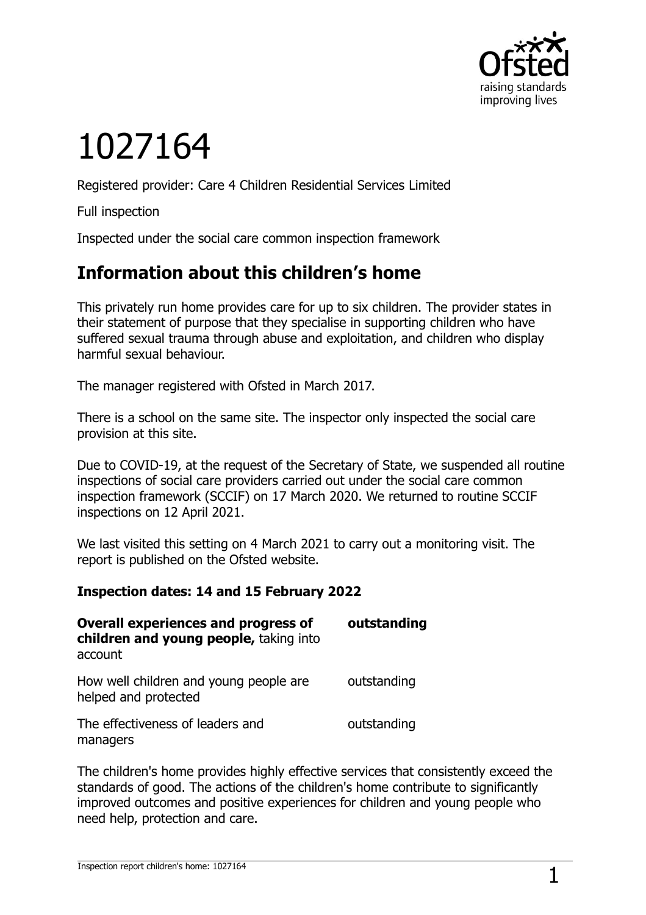# 1027164

Registered provider: Care 4 Children Residential Services Limited

Full inspection

Inspected under the social care common inspection framework

## Information about this children's home

This privately run home provides care for up to six children. The provider states in their statement of purpose that they specialise in supporting children who have suffered sexual trauma through abuse and exploitation, and children who display harmful sexual behaviour.

The manager registered with Ofsted in March 2017.

There is a school on the same site. The inspector only inspected the social care provision at this site.

Due to COVID-19, at the request of the Secretary of State, we suspended all routine inspections of social care providers carried out under the social care common inspection framework (SCCIF) on 17 March 2020. We returned to routine SCCIF inspections on 12 April 2021.

We last visited this setting on 4 March 2021 to carry out a monitoring visit. The report is published on the Ofsted website.

**Inspection dates: 14 and 15 February 2022**

| | |
|---|---|
| **Overall experiences and progress of children and young people,** taking into account | **outstanding** |
| How well children and young people are helped and protected | outstanding |
| The effectiveness of leaders and managers | outstanding |

The children's home provides highly effective services that consistently exceed the standards of good. The actions of the children's home contribute to significantly improved outcomes and positive experiences for children and young people who need help, protection and care.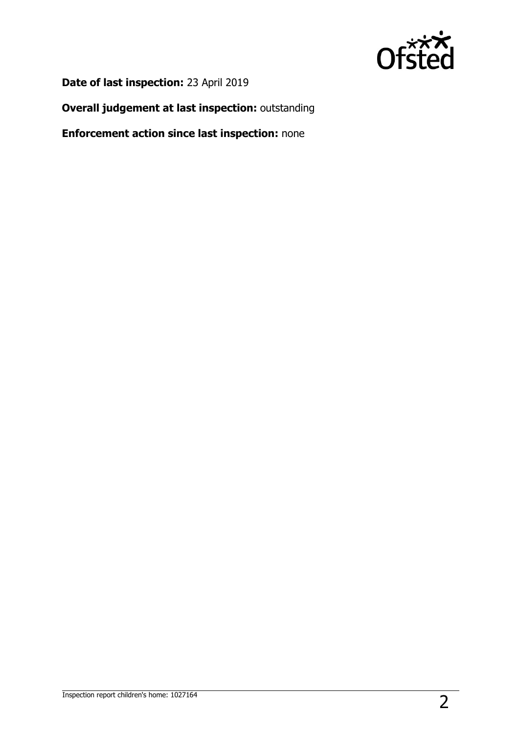**Date of last inspection:** 23 April 2019

**Overall judgement at last inspection:** outstanding

**Enforcement action since last inspection:** none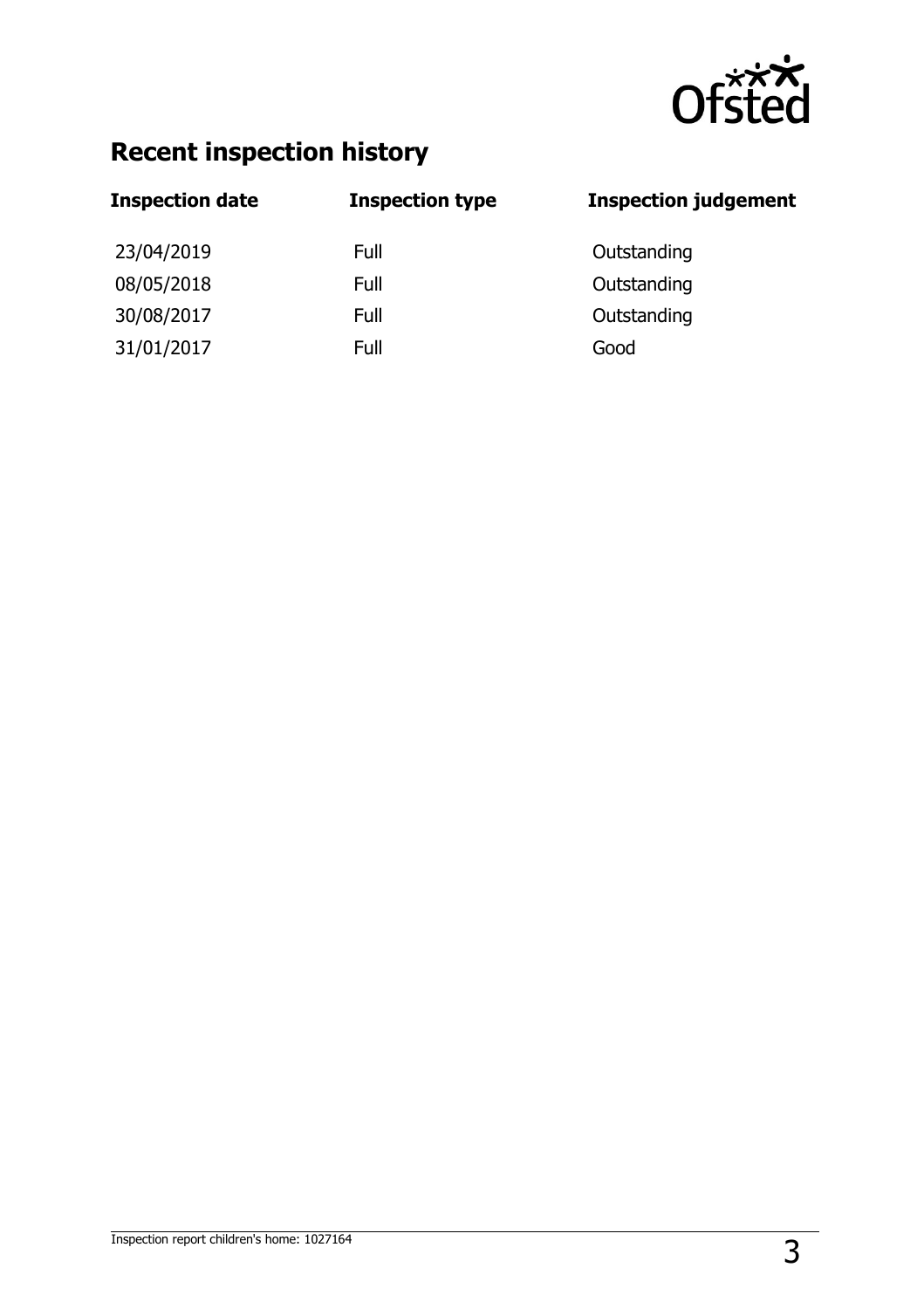## Recent inspection history

| Inspection date | Inspection type | Inspection judgement |
|---|---|---|
| 23/04/2019 | Full | Outstanding |
| 08/05/2018 | Full | Outstanding |
| 30/08/2017 | Full | Outstanding |
| 31/01/2017 | Full | Good |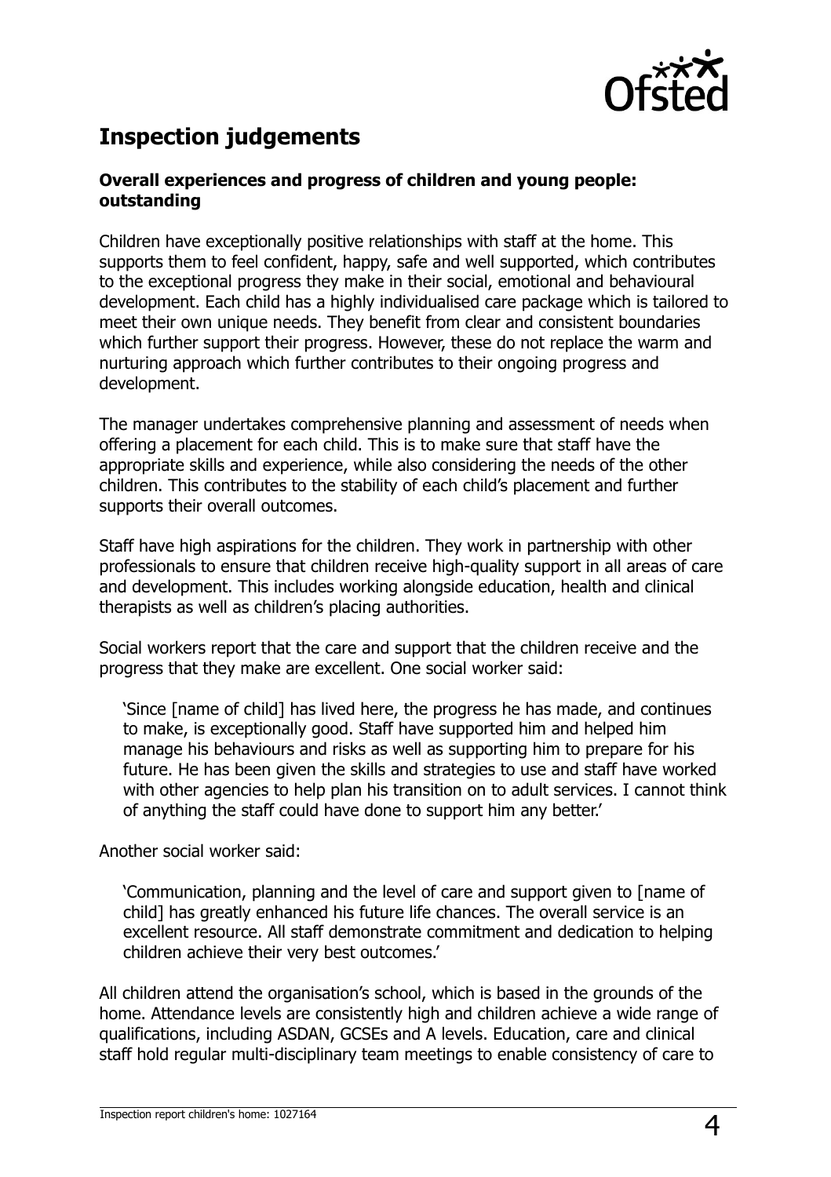## Inspection judgements

**Overall experiences and progress of children and young people: outstanding**

Children have exceptionally positive relationships with staff at the home. This supports them to feel confident, happy, safe and well supported, which contributes to the exceptional progress they make in their social, emotional and behavioural development. Each child has a highly individualised care package which is tailored to meet their own unique needs. They benefit from clear and consistent boundaries which further support their progress. However, these do not replace the warm and nurturing approach which further contributes to their ongoing progress and development.

The manager undertakes comprehensive planning and assessment of needs when offering a placement for each child. This is to make sure that staff have the appropriate skills and experience, while also considering the needs of the other children. This contributes to the stability of each child's placement and further supports their overall outcomes.

Staff have high aspirations for the children. They work in partnership with other professionals to ensure that children receive high-quality support in all areas of care and development. This includes working alongside education, health and clinical therapists as well as children's placing authorities.

Social workers report that the care and support that the children receive and the progress that they make are excellent. One social worker said:

> 'Since [name of child] has lived here, the progress he has made, and continues to make, is exceptionally good. Staff have supported him and helped him manage his behaviours and risks as well as supporting him to prepare for his future. He has been given the skills and strategies to use and staff have worked with other agencies to help plan his transition on to adult services. I cannot think of anything the staff could have done to support him any better.'

Another social worker said:

> 'Communication, planning and the level of care and support given to [name of child] has greatly enhanced his future life chances. The overall service is an excellent resource. All staff demonstrate commitment and dedication to helping children achieve their very best outcomes.'

All children attend the organisation's school, which is based in the grounds of the home. Attendance levels are consistently high and children achieve a wide range of qualifications, including ASDAN, GCSEs and A levels. Education, care and clinical staff hold regular multi-disciplinary team meetings to enable consistency of care to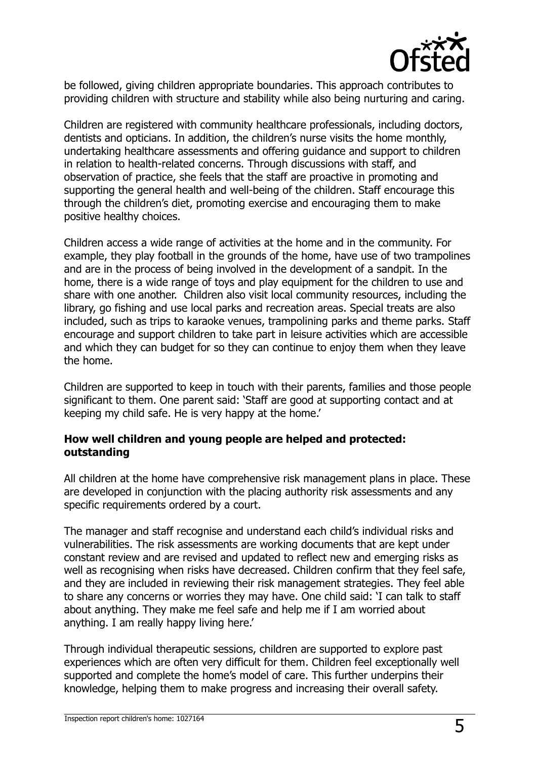be followed, giving children appropriate boundaries. This approach contributes to providing children with structure and stability while also being nurturing and caring.

Children are registered with community healthcare professionals, including doctors, dentists and opticians. In addition, the children's nurse visits the home monthly, undertaking healthcare assessments and offering guidance and support to children in relation to health-related concerns. Through discussions with staff, and observation of practice, she feels that the staff are proactive in promoting and supporting the general health and well-being of the children. Staff encourage this through the children's diet, promoting exercise and encouraging them to make positive healthy choices.

Children access a wide range of activities at the home and in the community. For example, they play football in the grounds of the home, have use of two trampolines and are in the process of being involved in the development of a sandpit. In the home, there is a wide range of toys and play equipment for the children to use and share with one another. Children also visit local community resources, including the library, go fishing and use local parks and recreation areas. Special treats are also included, such as trips to karaoke venues, trampolining parks and theme parks. Staff encourage and support children to take part in leisure activities which are accessible and which they can budget for so they can continue to enjoy them when they leave the home.

Children are supported to keep in touch with their parents, families and those people significant to them. One parent said: 'Staff are good at supporting contact and at keeping my child safe. He is very happy at the home.'

**How well children and young people are helped and protected: outstanding**

All children at the home have comprehensive risk management plans in place. These are developed in conjunction with the placing authority risk assessments and any specific requirements ordered by a court.

The manager and staff recognise and understand each child's individual risks and vulnerabilities. The risk assessments are working documents that are kept under constant review and are revised and updated to reflect new and emerging risks as well as recognising when risks have decreased. Children confirm that they feel safe, and they are included in reviewing their risk management strategies. They feel able to share any concerns or worries they may have. One child said: 'I can talk to staff about anything. They make me feel safe and help me if I am worried about anything. I am really happy living here.'

Through individual therapeutic sessions, children are supported to explore past experiences which are often very difficult for them. Children feel exceptionally well supported and complete the home's model of care. This further underpins their knowledge, helping them to make progress and increasing their overall safety.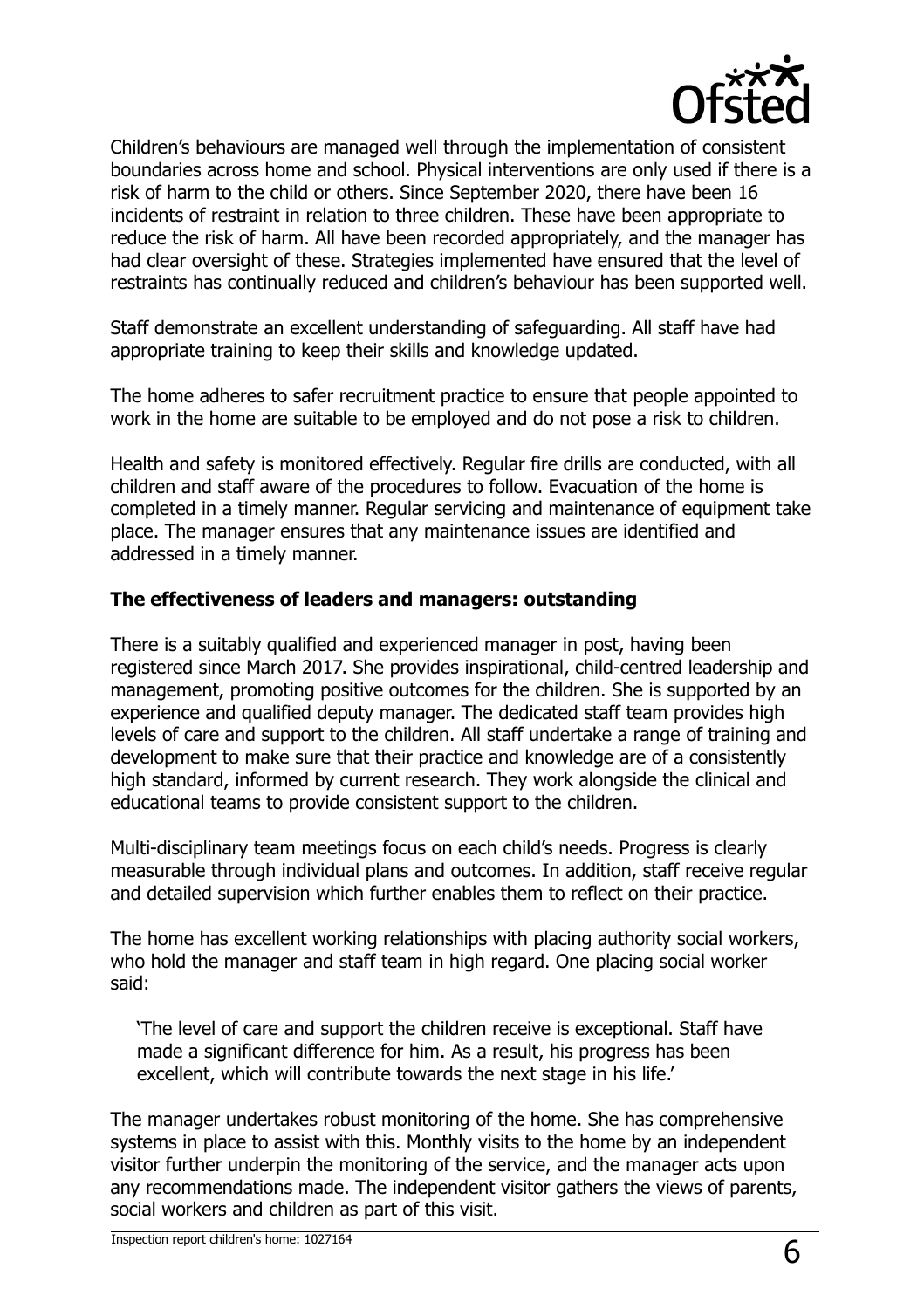Children's behaviours are managed well through the implementation of consistent boundaries across home and school. Physical interventions are only used if there is a risk of harm to the child or others. Since September 2020, there have been 16 incidents of restraint in relation to three children. These have been appropriate to reduce the risk of harm. All have been recorded appropriately, and the manager has had clear oversight of these. Strategies implemented have ensured that the level of restraints has continually reduced and children's behaviour has been supported well.

Staff demonstrate an excellent understanding of safeguarding. All staff have had appropriate training to keep their skills and knowledge updated.

The home adheres to safer recruitment practice to ensure that people appointed to work in the home are suitable to be employed and do not pose a risk to children.

Health and safety is monitored effectively. Regular fire drills are conducted, with all children and staff aware of the procedures to follow. Evacuation of the home is completed in a timely manner. Regular servicing and maintenance of equipment take place. The manager ensures that any maintenance issues are identified and addressed in a timely manner.

### The effectiveness of leaders and managers: outstanding

There is a suitably qualified and experienced manager in post, having been registered since March 2017. She provides inspirational, child-centred leadership and management, promoting positive outcomes for the children. She is supported by an experience and qualified deputy manager. The dedicated staff team provides high levels of care and support to the children. All staff undertake a range of training and development to make sure that their practice and knowledge are of a consistently high standard, informed by current research. They work alongside the clinical and educational teams to provide consistent support to the children.

Multi-disciplinary team meetings focus on each child's needs. Progress is clearly measurable through individual plans and outcomes. In addition, staff receive regular and detailed supervision which further enables them to reflect on their practice.

The home has excellent working relationships with placing authority social workers, who hold the manager and staff team in high regard. One placing social worker said:

> 'The level of care and support the children receive is exceptional. Staff have made a significant difference for him. As a result, his progress has been excellent, which will contribute towards the next stage in his life.'

The manager undertakes robust monitoring of the home. She has comprehensive systems in place to assist with this. Monthly visits to the home by an independent visitor further underpin the monitoring of the service, and the manager acts upon any recommendations made. The independent visitor gathers the views of parents, social workers and children as part of this visit.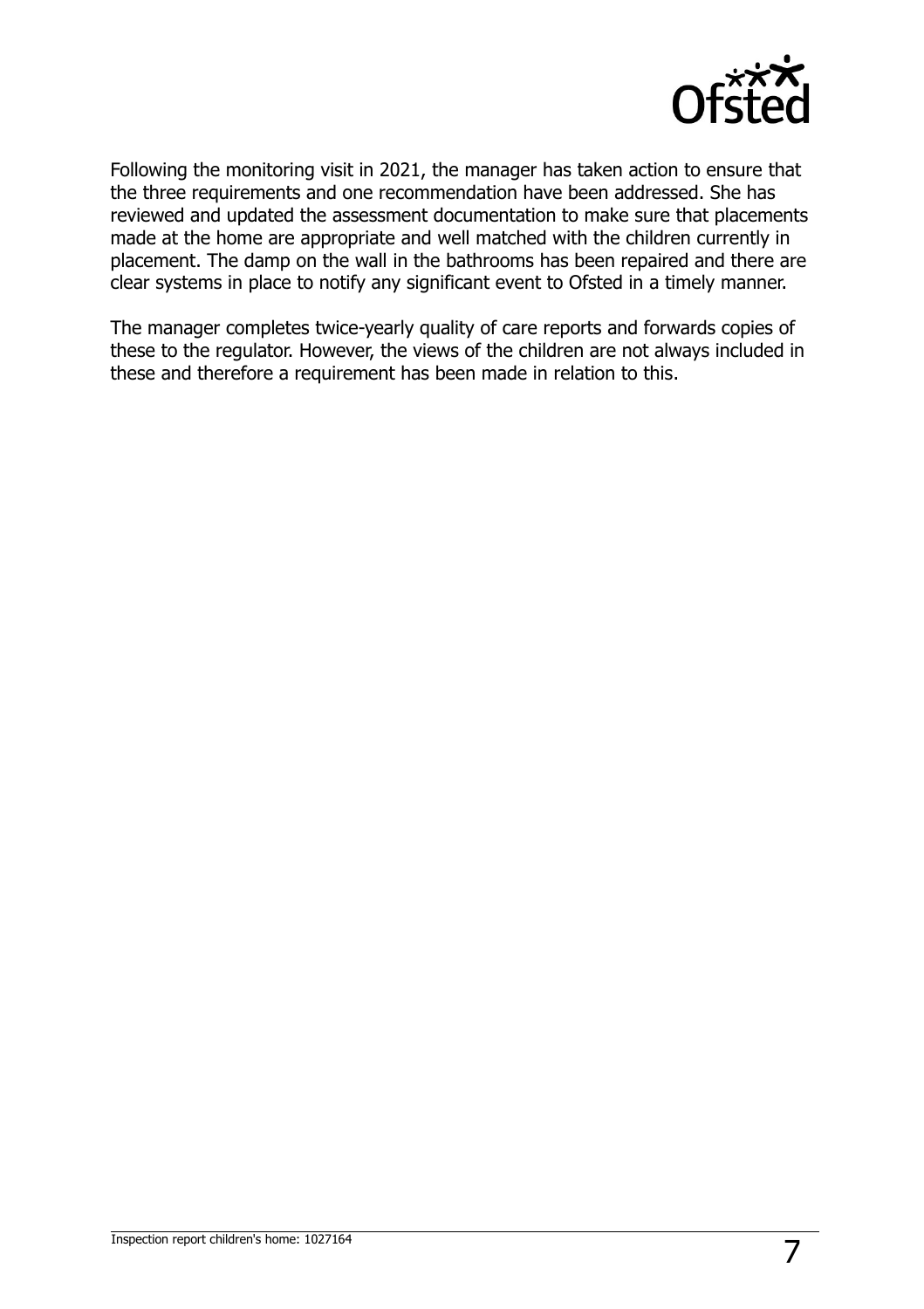Following the monitoring visit in 2021, the manager has taken action to ensure that the three requirements and one recommendation have been addressed. She has reviewed and updated the assessment documentation to make sure that placements made at the home are appropriate and well matched with the children currently in placement. The damp on the wall in the bathrooms has been repaired and there are clear systems in place to notify any significant event to Ofsted in a timely manner.

The manager completes twice-yearly quality of care reports and forwards copies of these to the regulator. However, the views of the children are not always included in these and therefore a requirement has been made in relation to this.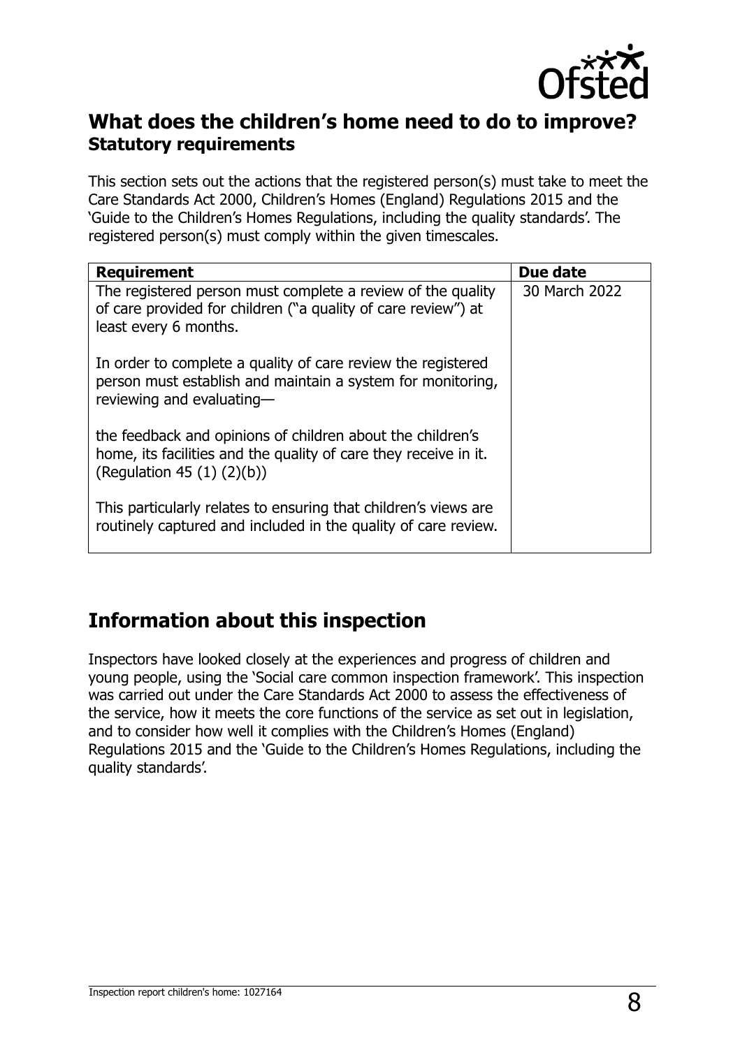## What does the children's home need to do to improve?

### Statutory requirements

This section sets out the actions that the registered person(s) must take to meet the Care Standards Act 2000, Children's Homes (England) Regulations 2015 and the 'Guide to the Children's Homes Regulations, including the quality standards'. The registered person(s) must comply within the given timescales.

| Requirement | Due date |
|---|---|
| The registered person must complete a review of the quality of care provided for children ("a quality of care review") at least every 6 months.<br><br>In order to complete a quality of care review the registered person must establish and maintain a system for monitoring, reviewing and evaluating—<br><br>the feedback and opinions of children about the children's home, its facilities and the quality of care they receive in it. (Regulation 45 (1) (2)(b))<br><br>This particularly relates to ensuring that children's views are routinely captured and included in the quality of care review. | 30 March 2022 |

## Information about this inspection

Inspectors have looked closely at the experiences and progress of children and young people, using the 'Social care common inspection framework'. This inspection was carried out under the Care Standards Act 2000 to assess the effectiveness of the service, how it meets the core functions of the service as set out in legislation, and to consider how well it complies with the Children's Homes (England) Regulations 2015 and the 'Guide to the Children's Homes Regulations, including the quality standards'.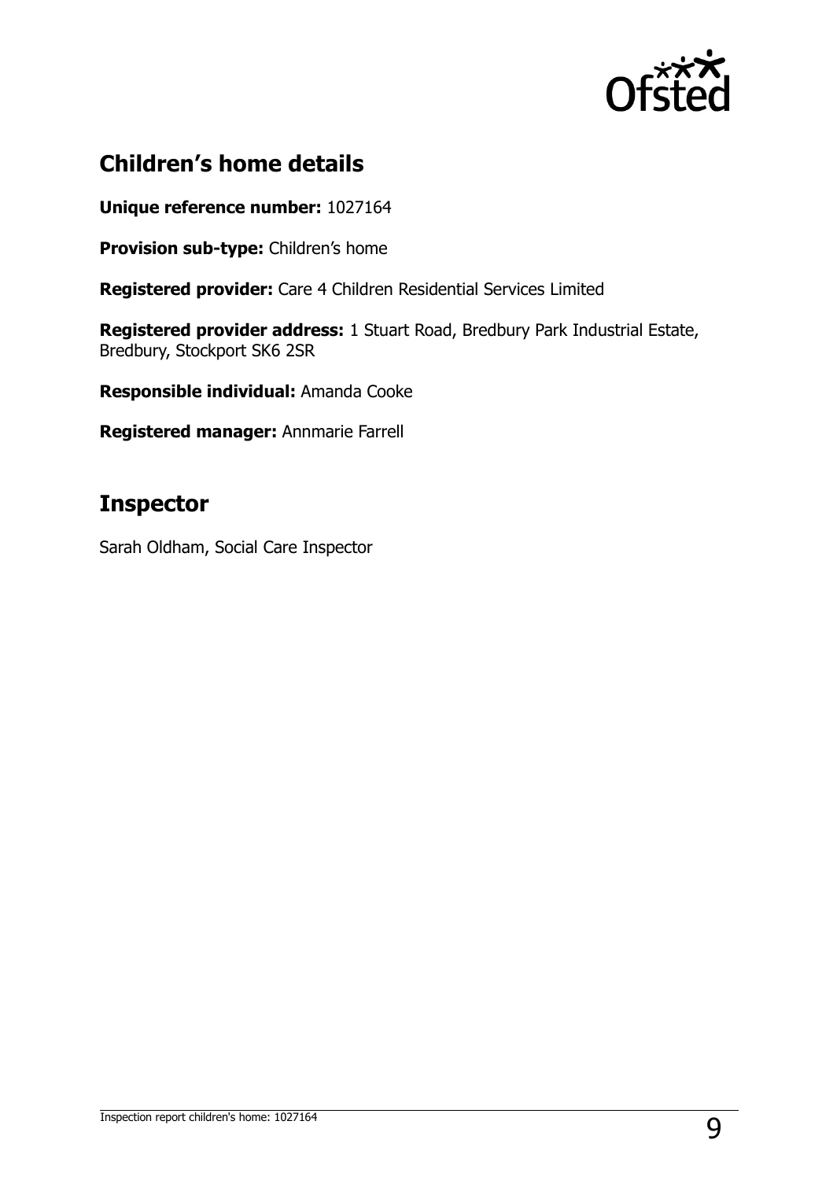## Children's home details

**Unique reference number:** 1027164

**Provision sub-type:** Children's home

**Registered provider:** Care 4 Children Residential Services Limited

**Registered provider address:** 1 Stuart Road, Bredbury Park Industrial Estate, Bredbury, Stockport SK6 2SR

**Responsible individual:** Amanda Cooke

**Registered manager:** Annmarie Farrell

## Inspector

Sarah Oldham, Social Care Inspector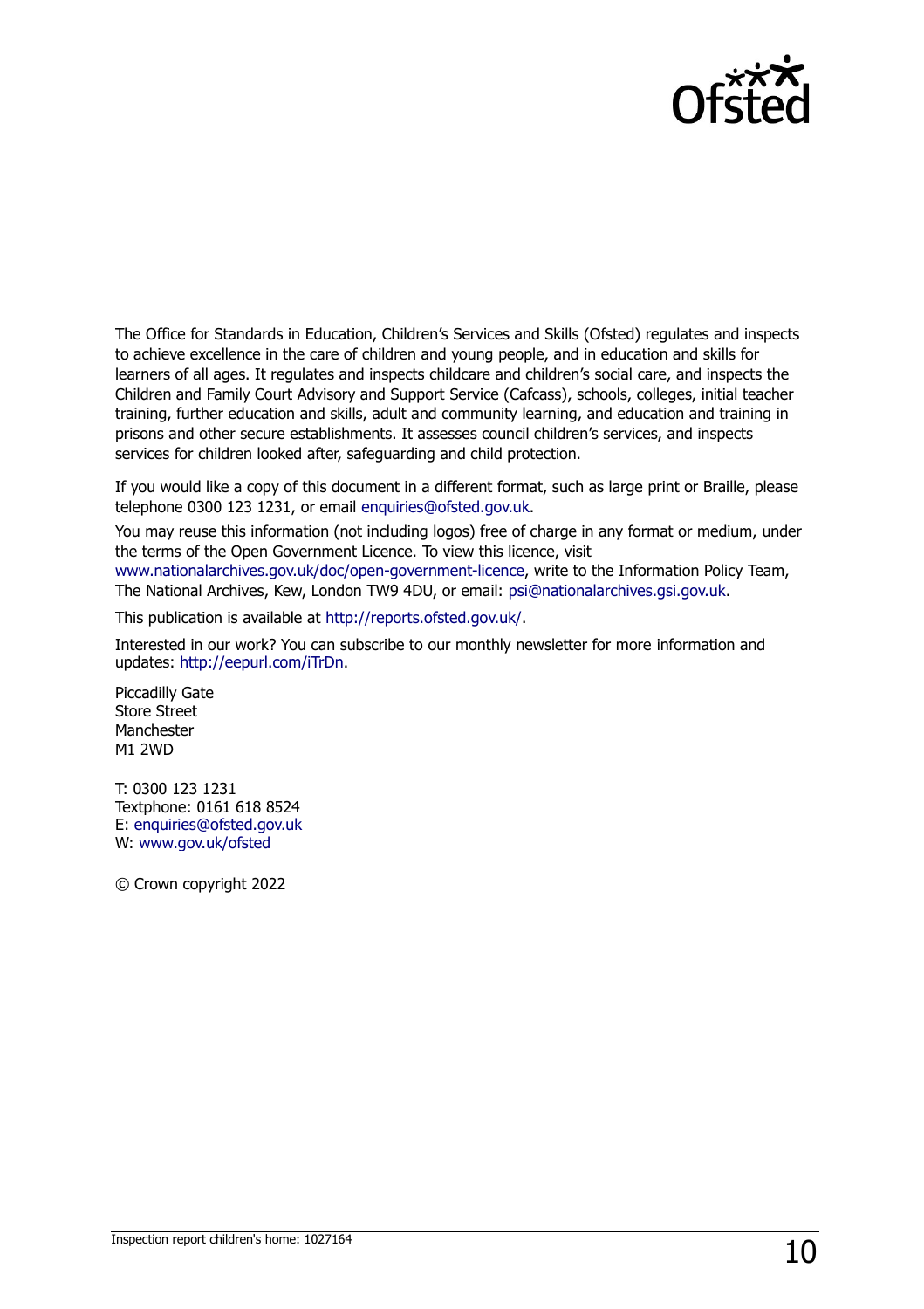The Office for Standards in Education, Children's Services and Skills (Ofsted) regulates and inspects to achieve excellence in the care of children and young people, and in education and skills for learners of all ages. It regulates and inspects childcare and children's social care, and inspects the Children and Family Court Advisory and Support Service (Cafcass), schools, colleges, initial teacher training, further education and skills, adult and community learning, and education and training in prisons and other secure establishments. It assesses council children's services, and inspects services for children looked after, safeguarding and child protection.

If you would like a copy of this document in a different format, such as large print or Braille, please telephone 0300 123 1231, or email enquiries@ofsted.gov.uk.

You may reuse this information (not including logos) free of charge in any format or medium, under the terms of the Open Government Licence. To view this licence, visit www.nationalarchives.gov.uk/doc/open-government-licence, write to the Information Policy Team, The National Archives, Kew, London TW9 4DU, or email: psi@nationalarchives.gsi.gov.uk.

This publication is available at http://reports.ofsted.gov.uk/.

Interested in our work? You can subscribe to our monthly newsletter for more information and updates: http://eepurl.com/iTrDn.

Piccadilly Gate
Store Street
Manchester
M1 2WD

T: 0300 123 1231
Textphone: 0161 618 8524
E: enquiries@ofsted.gov.uk
W: www.gov.uk/ofsted

© Crown copyright 2022